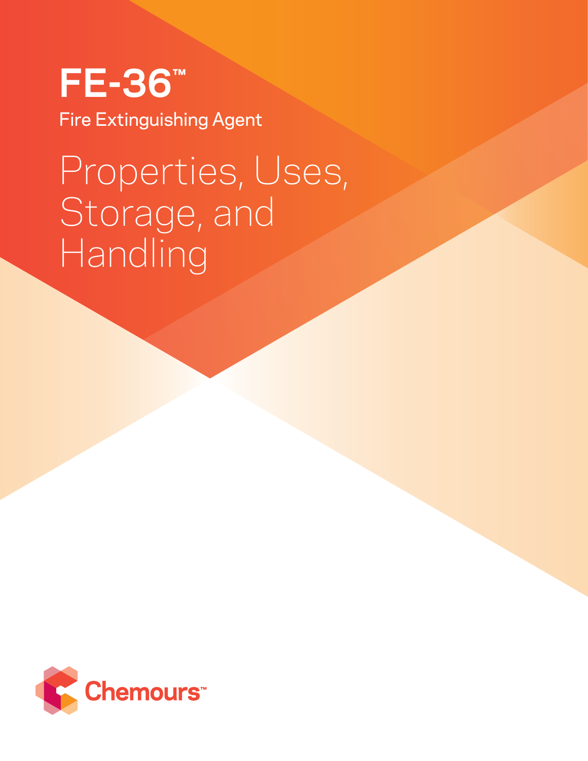# FE-36™

Fire Extinguishing Agent

## Properties, Uses, Storage, and Handling

Chemours™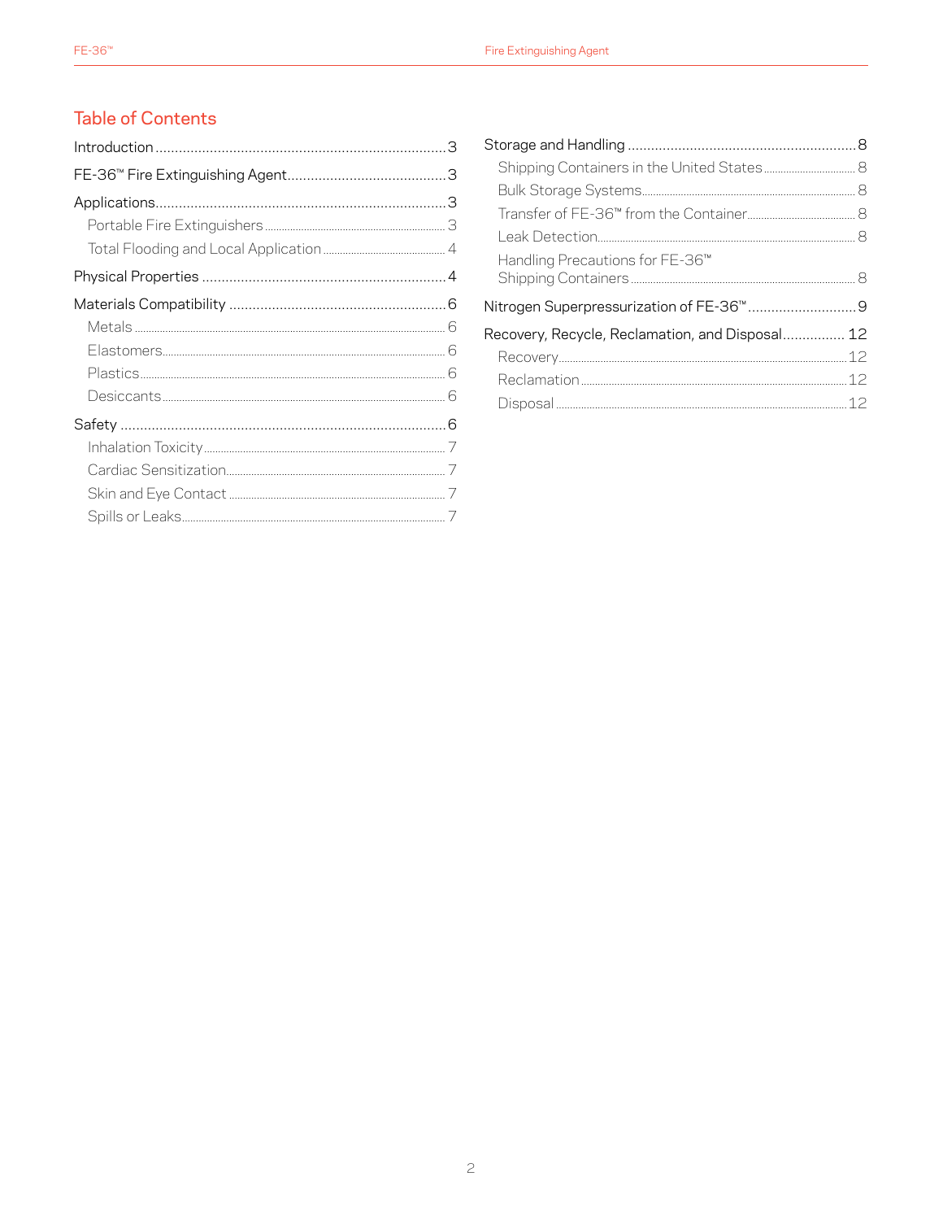## Table of Contents

- Introduction ... 3
- FE-36™ Fire Extinguishing Agent ... 3
- Applications ... 3
  - Portable Fire Extinguishers ... 3
  - Total Flooding and Local Application ... 4
- Physical Properties ... 4
- Materials Compatibility ... 6
  - Metals ... 6
  - Elastomers ... 6
  - Plastics ... 6
  - Desiccants ... 6
- Safety ... 6
  - Inhalation Toxicity ... 7
  - Cardiac Sensitization ... 7
  - Skin and Eye Contact ... 7
  - Spills or Leaks ... 7
- Storage and Handling ... 8
  - Shipping Containers in the United States ... 8
  - Bulk Storage Systems ... 8
  - Transfer of FE-36™ from the Container ... 8
  - Leak Detection ... 8
  - Handling Precautions for FE-36™ Shipping Containers ... 8
- Nitrogen Superpressurization of FE-36™ ... 9
- Recovery, Recycle, Reclamation, and Disposal ... 12
  - Recovery ... 12
  - Reclamation ... 12
  - Disposal ... 12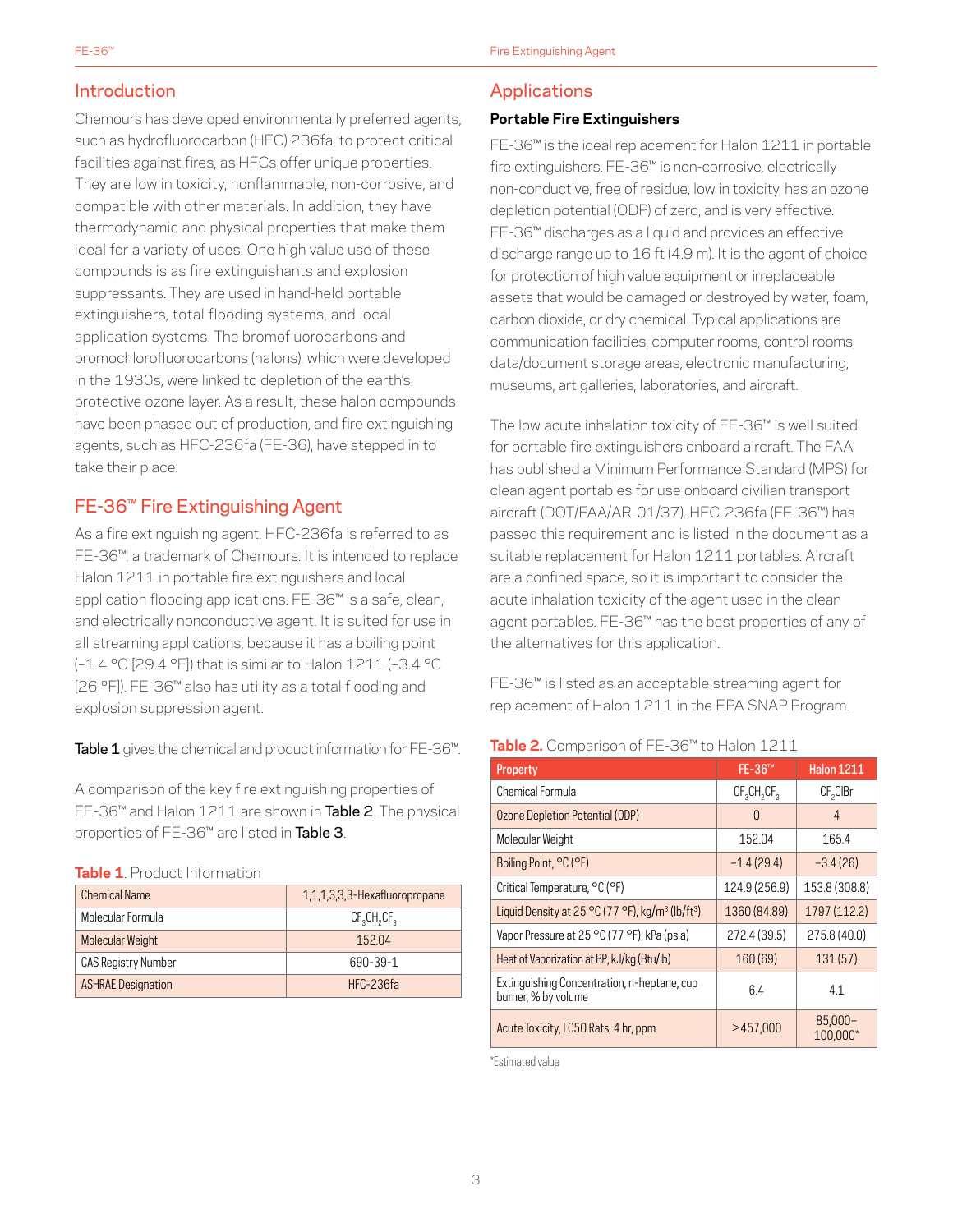## Introduction

Chemours has developed environmentally preferred agents, such as hydrofluorocarbon (HFC) 236fa, to protect critical facilities against fires, as HFCs offer unique properties. They are low in toxicity, nonflammable, non-corrosive, and compatible with other materials. In addition, they have thermodynamic and physical properties that make them ideal for a variety of uses. One high value use of these compounds is as fire extinguishants and explosion suppressants. They are used in hand-held portable extinguishers, total flooding systems, and local application systems. The bromofluorocarbons and bromochlorofluorocarbons (halons), which were developed in the 1930s, were linked to depletion of the earth's protective ozone layer. As a result, these halon compounds have been phased out of production, and fire extinguishing agents, such as HFC-236fa (FE-36), have stepped in to take their place.

## FE-36™ Fire Extinguishing Agent

As a fire extinguishing agent, HFC-236fa is referred to as FE-36™, a trademark of Chemours. It is intended to replace Halon 1211 in portable fire extinguishers and local application flooding applications. FE-36™ is a safe, clean, and electrically nonconductive agent. It is suited for use in all streaming applications, because it has a boiling point (–1.4 °C [29.4 °F]) that is similar to Halon 1211 (–3.4 °C [26 °F]). FE-36™ also has utility as a total flooding and explosion suppression agent.

**Table 1** gives the chemical and product information for FE-36™.

A comparison of the key fire extinguishing properties of FE-36™ and Halon 1211 are shown in **Table 2**. The physical properties of FE-36™ are listed in **Table 3**.

**Table 1**. Product Information

| | |
|---|---|
| Chemical Name | 1,1,1,3,3,3-Hexafluoropropane |
| Molecular Formula | $CF_3CH_2CF_3$ |
| Molecular Weight | 152.04 |
| CAS Registry Number | 690-39-1 |
| ASHRAE Designation | HFC-236fa |

## Applications

### Portable Fire Extinguishers

FE-36™ is the ideal replacement for Halon 1211 in portable fire extinguishers. FE-36™ is non-corrosive, electrically non-conductive, free of residue, low in toxicity, has an ozone depletion potential (ODP) of zero, and is very effective. FE-36™ discharges as a liquid and provides an effective discharge range up to 16 ft (4.9 m). It is the agent of choice for protection of high value equipment or irreplaceable assets that would be damaged or destroyed by water, foam, carbon dioxide, or dry chemical. Typical applications are communication facilities, computer rooms, control rooms, data/document storage areas, electronic manufacturing, museums, art galleries, laboratories, and aircraft.

The low acute inhalation toxicity of FE-36™ is well suited for portable fire extinguishers onboard aircraft. The FAA has published a Minimum Performance Standard (MPS) for clean agent portables for use onboard civilian transport aircraft (DOT/FAA/AR-01/37). HFC-236fa (FE-36™) has passed this requirement and is listed in the document as a suitable replacement for Halon 1211 portables. Aircraft are a confined space, so it is important to consider the acute inhalation toxicity of the agent used in the clean agent portables. FE-36™ has the best properties of any of the alternatives for this application.

FE-36™ is listed as an acceptable streaming agent for replacement of Halon 1211 in the EPA SNAP Program.

**Table 2.** Comparison of FE-36™ to Halon 1211

| Property | FE-36™ | Halon 1211 |
|---|---|---|
| Chemical Formula | $CF_3CH_2CF_3$ | $CF_2ClBr$ |
| Ozone Depletion Potential (ODP) | 0 | 4 |
| Molecular Weight | 152.04 | 165.4 |
| Boiling Point, °C (°F) | −1.4 (29.4) | −3.4 (26) |
| Critical Temperature, °C (°F) | 124.9 (256.9) | 153.8 (308.8) |
| Liquid Density at 25 °C (77 °F), kg/m$^3$ (lb/ft$^3$) | 1360 (84.89) | 1797 (112.2) |
| Vapor Pressure at 25 °C (77 °F), kPa (psia) | 272.4 (39.5) | 275.8 (40.0) |
| Heat of Vaporization at BP, kJ/kg (Btu/lb) | 160 (69) | 131 (57) |
| Extinguishing Concentration, n-heptane, cup burner, % by volume | 6.4 | 4.1 |
| Acute Toxicity, LC50 Rats, 4 hr, ppm | >457,000 | 85,000–100,000* |

*Estimated value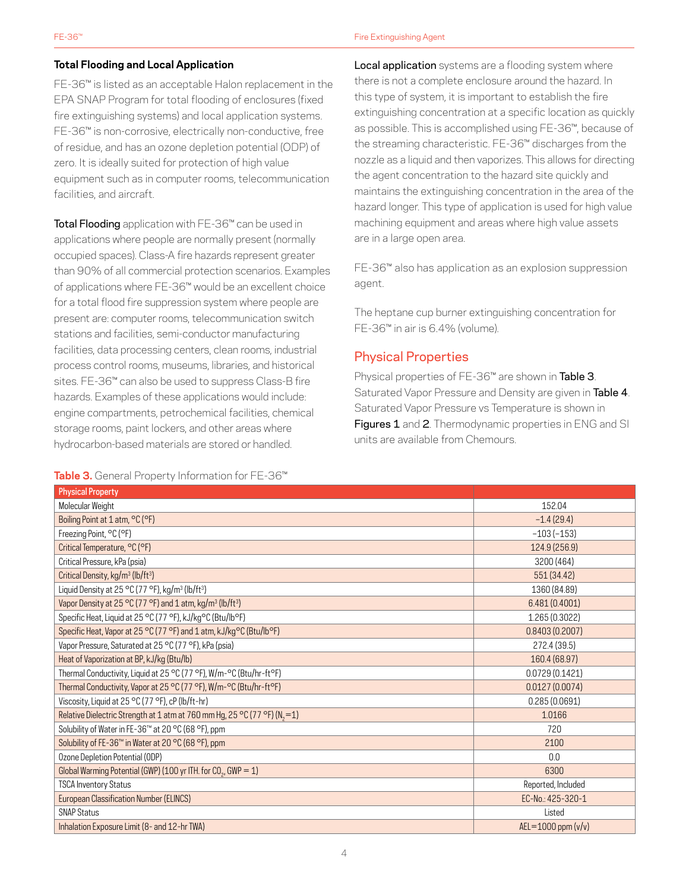### Total Flooding and Local Application

FE-36™ is listed as an acceptable Halon replacement in the EPA SNAP Program for total flooding of enclosures (fixed fire extinguishing systems) and local application systems. FE-36™ is non-corrosive, electrically non-conductive, free of residue, and has an ozone depletion potential (ODP) of zero. It is ideally suited for protection of high value equipment such as in computer rooms, telecommunication facilities, and aircraft.

**Total Flooding** application with FE-36™ can be used in applications where people are normally present (normally occupied spaces). Class-A fire hazards represent greater than 90% of all commercial protection scenarios. Examples of applications where FE-36™ would be an excellent choice for a total flood fire suppression system where people are present are: computer rooms, telecommunication switch stations and facilities, semi-conductor manufacturing facilities, data processing centers, clean rooms, industrial process control rooms, museums, libraries, and historical sites. FE-36™ can also be used to suppress Class-B fire hazards. Examples of these applications would include: engine compartments, petrochemical facilities, chemical storage rooms, paint lockers, and other areas where hydrocarbon-based materials are stored or handled.

**Local application** systems are a flooding system where there is not a complete enclosure around the hazard. In this type of system, it is important to establish the fire extinguishing concentration at a specific location as quickly as possible. This is accomplished using FE-36™, because of the streaming characteristic. FE-36™ discharges from the nozzle as a liquid and then vaporizes. This allows for directing the agent concentration to the hazard site quickly and maintains the extinguishing concentration in the area of the hazard longer. This type of application is used for high value machining equipment and areas where high value assets are in a large open area.

FE-36™ also has application as an explosion suppression agent.

The heptane cup burner extinguishing concentration for FE-36™ in air is 6.4% (volume).

## Physical Properties

Physical properties of FE-36™ are shown in **Table 3**. Saturated Vapor Pressure and Density are given in **Table 4**. Saturated Vapor Pressure vs Temperature is shown in **Figures 1** and **2**. Thermodynamic properties in ENG and SI units are available from Chemours.

**Table 3.** General Property Information for FE-36™

| Physical Property | |
|---|---|
| Molecular Weight | 152.04 |
| Boiling Point at 1 atm, °C (°F) | −1.4 (29.4) |
| Freezing Point, °C (°F) | −103 (−153) |
| Critical Temperature, °C (°F) | 124.9 (256.9) |
| Critical Pressure, kPa (psia) | 3200 (464) |
| Critical Density, kg/m³ (lb/ft³) | 551 (34.42) |
| Liquid Density at 25 °C (77 °F), kg/m³ (lb/ft³) | 1360 (84.89) |
| Vapor Density at 25 °C (77 °F) and 1 atm, kg/m³ (lb/ft³) | 6.481 (0.4001) |
| Specific Heat, Liquid at 25 °C (77 °F), kJ/kg°C (Btu/lb°F) | 1.265 (0.3022) |
| Specific Heat, Vapor at 25 °C (77 °F) and 1 atm, kJ/kg°C (Btu/lb°F) | 0.8403 (0.2007) |
| Vapor Pressure, Saturated at 25 °C (77 °F), kPa (psia) | 272.4 (39.5) |
| Heat of Vaporization at BP, kJ/kg (Btu/lb) | 160.4 (68.97) |
| Thermal Conductivity, Liquid at 25 °C (77 °F), W/m-°C (Btu/hr-ft°F) | 0.0729 (0.1421) |
| Thermal Conductivity, Vapor at 25 °C (77 °F), W/m-°C (Btu/hr-ft°F) | 0.0127 (0.0074) |
| Viscosity, Liquid at 25 °C (77 °F), cP (lb/ft-hr) | 0.285 (0.0691) |
| Relative Dielectric Strength at 1 atm at 760 mm Hg, 25 °C (77 °F) ($N_2$=1) | 1.0166 |
| Solubility of Water in FE-36™ at 20 °C (68 °F), ppm | 720 |
| Solubility of FE-36™ in Water at 20 °C (68 °F), ppm | 2100 |
| Ozone Depletion Potential (ODP) | 0.0 |
| Global Warming Potential (GWP) (100 yr ITH. for $CO_2$, GWP = 1) | 6300 |
| TSCA Inventory Status | Reported, Included |
| European Classification Number (ELINCS) | EC-No.: 425-320-1 |
| SNAP Status | Listed |
| Inhalation Exposure Limit (8- and 12-hr TWA) | AEL=1000 ppm (v/v) |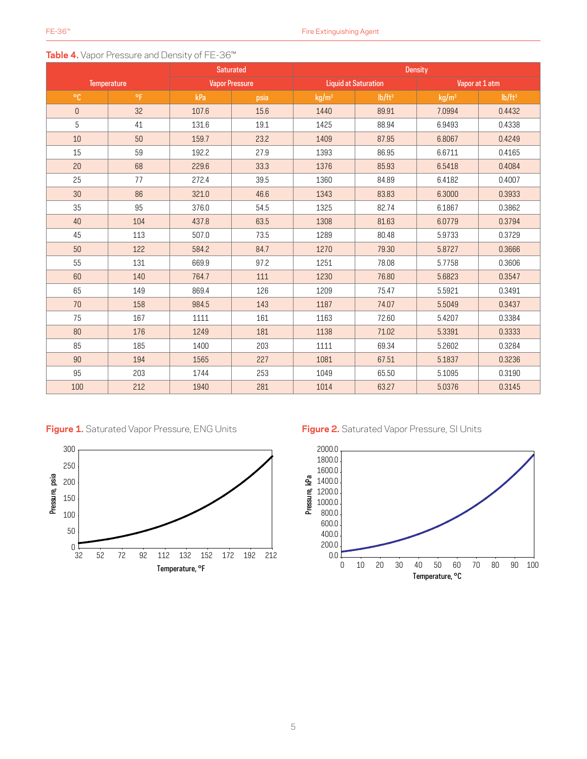**Table 4.** Vapor Pressure and Density of FE-36™

| Temperature | | Saturated Vapor Pressure | | Density | | | |
|---|---|---|---|---|---|---|---|
| | | | | Liquid at Saturation | | Vapor at 1 atm | |
| °C | °F | kPa | psia | kg/m³ | lb/ft³ | kg/m³ | lb/ft³ |
| 0 | 32 | 107.6 | 15.6 | 1440 | 89.91 | 7.0994 | 0.4432 |
| 5 | 41 | 131.6 | 19.1 | 1425 | 88.94 | 6.9493 | 0.4338 |
| 10 | 50 | 159.7 | 23.2 | 1409 | 87.95 | 6.8067 | 0.4249 |
| 15 | 59 | 192.2 | 27.9 | 1393 | 86.95 | 6.6711 | 0.4165 |
| 20 | 68 | 229.6 | 33.3 | 1376 | 85.93 | 6.5418 | 0.4084 |
| 25 | 77 | 272.4 | 39.5 | 1360 | 84.89 | 6.4182 | 0.4007 |
| 30 | 86 | 321.0 | 46.6 | 1343 | 83.83 | 6.3000 | 0.3933 |
| 35 | 95 | 376.0 | 54.5 | 1325 | 82.74 | 6.1867 | 0.3862 |
| 40 | 104 | 437.8 | 63.5 | 1308 | 81.63 | 6.0779 | 0.3794 |
| 45 | 113 | 507.0 | 73.5 | 1289 | 80.48 | 5.9733 | 0.3729 |
| 50 | 122 | 584.2 | 84.7 | 1270 | 79.30 | 5.8727 | 0.3666 |
| 55 | 131 | 669.9 | 97.2 | 1251 | 78.08 | 5.7758 | 0.3606 |
| 60 | 140 | 764.7 | 111 | 1230 | 76.80 | 5.6823 | 0.3547 |
| 65 | 149 | 869.4 | 126 | 1209 | 75.47 | 5.5921 | 0.3491 |
| 70 | 158 | 984.5 | 143 | 1187 | 74.07 | 5.5049 | 0.3437 |
| 75 | 167 | 1111 | 161 | 1163 | 72.60 | 5.4207 | 0.3384 |
| 80 | 176 | 1249 | 181 | 1138 | 71.02 | 5.3391 | 0.3333 |
| 85 | 185 | 1400 | 203 | 1111 | 69.34 | 5.2602 | 0.3284 |
| 90 | 194 | 1565 | 227 | 1081 | 67.51 | 5.1837 | 0.3236 |
| 95 | 203 | 1744 | 253 | 1049 | 65.50 | 5.1095 | 0.3190 |
| 100 | 212 | 1940 | 281 | 1014 | 63.27 | 5.0376 | 0.3145 |

**Figure 1.** Saturated Vapor Pressure, ENG Units

**Figure 2.** Saturated Vapor Pressure, SI Units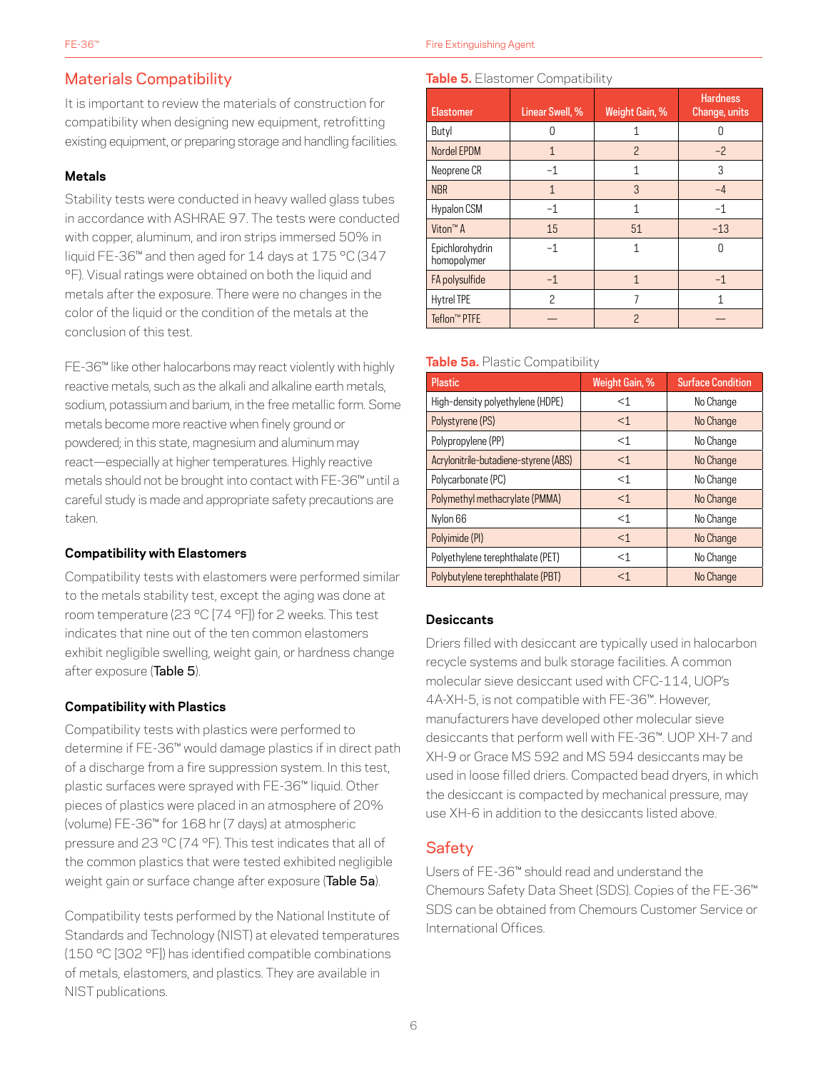## Materials Compatibility

It is important to review the materials of construction for compatibility when designing new equipment, retrofitting existing equipment, or preparing storage and handling facilities.

### Metals

Stability tests were conducted in heavy walled glass tubes in accordance with ASHRAE 97. The tests were conducted with copper, aluminum, and iron strips immersed 50% in liquid FE-36™ and then aged for 14 days at 175 °C (347 °F). Visual ratings were obtained on both the liquid and metals after the exposure. There were no changes in the color of the liquid or the condition of the metals at the conclusion of this test.

FE-36™ like other halocarbons may react violently with highly reactive metals, such as the alkali and alkaline earth metals, sodium, potassium and barium, in the free metallic form. Some metals become more reactive when finely ground or powdered; in this state, magnesium and aluminum may react—especially at higher temperatures. Highly reactive metals should not be brought into contact with FE-36™ until a careful study is made and appropriate safety precautions are taken.

### Compatibility with Elastomers

Compatibility tests with elastomers were performed similar to the metals stability test, except the aging was done at room temperature (23 °C [74 °F]) for 2 weeks. This test indicates that nine out of the ten common elastomers exhibit negligible swelling, weight gain, or hardness change after exposure (Table 5).

### Compatibility with Plastics

Compatibility tests with plastics were performed to determine if FE-36™ would damage plastics if in direct path of a discharge from a fire suppression system. In this test, plastic surfaces were sprayed with FE-36™ liquid. Other pieces of plastics were placed in an atmosphere of 20% (volume) FE-36™ for 168 hr (7 days) at atmospheric pressure and 23 °C (74 °F). This test indicates that all of the common plastics that were tested exhibited negligible weight gain or surface change after exposure (Table 5a).

Compatibility tests performed by the National Institute of Standards and Technology (NIST) at elevated temperatures (150 °C [302 °F]) has identified compatible combinations of metals, elastomers, and plastics. They are available in NIST publications.

**Table 5.** Elastomer Compatibility

| Elastomer | Linear Swell, % | Weight Gain, % | Hardness Change, units |
|---|---|---|---|
| Butyl | 0 | 1 | 0 |
| Nordel EPDM | 1 | 2 | −2 |
| Neoprene CR | −1 | 1 | 3 |
| NBR | 1 | 3 | −4 |
| Hypalon CSM | −1 | 1 | −1 |
| Viton™ A | 15 | 51 | −13 |
| Epichlorohydrin homopolymer | −1 | 1 | 0 |
| FA polysulfide | −1 | 1 | −1 |
| Hytrel TPE | 2 | 7 | 1 |
| Teflon™ PTFE | — | 2 | — |

**Table 5a.** Plastic Compatibility

| Plastic | Weight Gain, % | Surface Condition |
|---|---|---|
| High-density polyethylene (HDPE) | <1 | No Change |
| Polystyrene (PS) | <1 | No Change |
| Polypropylene (PP) | <1 | No Change |
| Acrylonitrile-butadiene-styrene (ABS) | <1 | No Change |
| Polycarbonate (PC) | <1 | No Change |
| Polymethyl methacrylate (PMMA) | <1 | No Change |
| Nylon 66 | <1 | No Change |
| Polyimide (PI) | <1 | No Change |
| Polyethylene terephthalate (PET) | <1 | No Change |
| Polybutylene terephthalate (PBT) | <1 | No Change |

### Desiccants

Driers filled with desiccant are typically used in halocarbon recycle systems and bulk storage facilities. A common molecular sieve desiccant used with CFC-114, UOP's 4A-XH-5, is not compatible with FE-36™. However, manufacturers have developed other molecular sieve desiccants that perform well with FE-36™. UOP XH-7 and XH-9 or Grace MS 592 and MS 594 desiccants may be used in loose filled driers. Compacted bead dryers, in which the desiccant is compacted by mechanical pressure, may use XH-6 in addition to the desiccants listed above.

## Safety

Users of FE-36™ should read and understand the Chemours Safety Data Sheet (SDS). Copies of the FE-36™ SDS can be obtained from Chemours Customer Service or International Offices.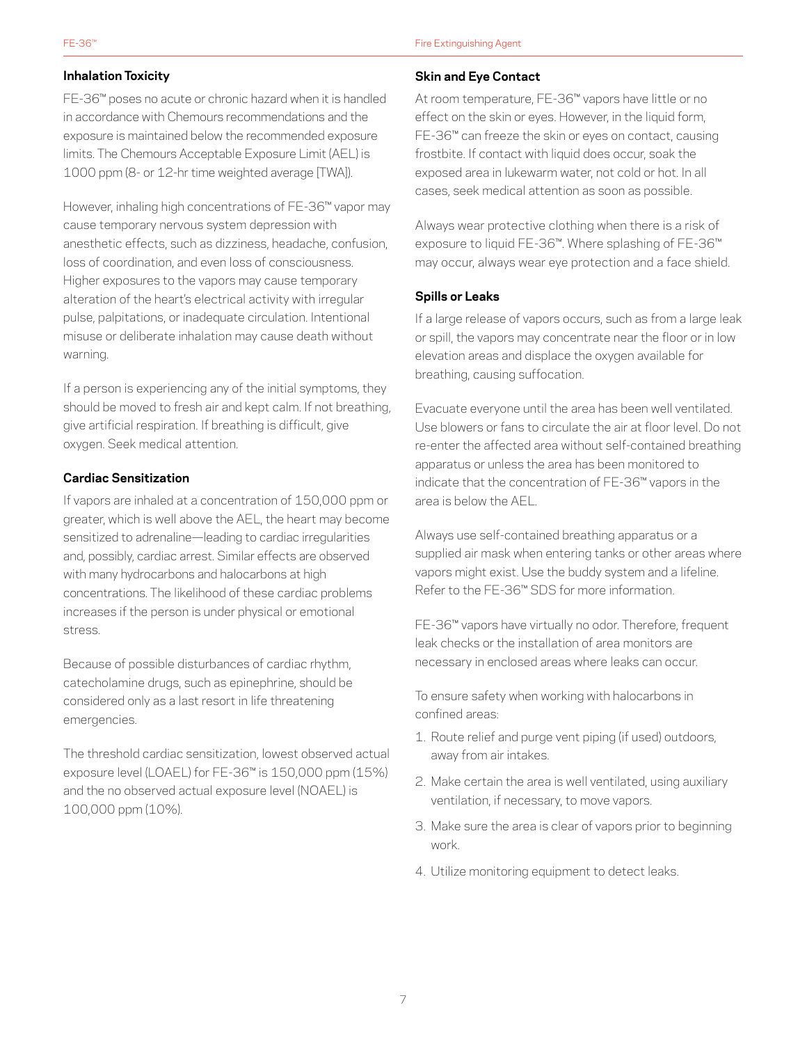### Inhalation Toxicity

FE-36™ poses no acute or chronic hazard when it is handled in accordance with Chemours recommendations and the exposure is maintained below the recommended exposure limits. The Chemours Acceptable Exposure Limit (AEL) is 1000 ppm (8- or 12-hr time weighted average [TWA]).

However, inhaling high concentrations of FE-36™ vapor may cause temporary nervous system depression with anesthetic effects, such as dizziness, headache, confusion, loss of coordination, and even loss of consciousness. Higher exposures to the vapors may cause temporary alteration of the heart's electrical activity with irregular pulse, palpitations, or inadequate circulation. Intentional misuse or deliberate inhalation may cause death without warning.

If a person is experiencing any of the initial symptoms, they should be moved to fresh air and kept calm. If not breathing, give artificial respiration. If breathing is difficult, give oxygen. Seek medical attention.

### Cardiac Sensitization

If vapors are inhaled at a concentration of 150,000 ppm or greater, which is well above the AEL, the heart may become sensitized to adrenaline—leading to cardiac irregularities and, possibly, cardiac arrest. Similar effects are observed with many hydrocarbons and halocarbons at high concentrations. The likelihood of these cardiac problems increases if the person is under physical or emotional stress.

Because of possible disturbances of cardiac rhythm, catecholamine drugs, such as epinephrine, should be considered only as a last resort in life threatening emergencies.

The threshold cardiac sensitization, lowest observed actual exposure level (LOAEL) for FE-36™ is 150,000 ppm (15%) and the no observed actual exposure level (NOAEL) is 100,000 ppm (10%).

### Skin and Eye Contact

At room temperature, FE-36™ vapors have little or no effect on the skin or eyes. However, in the liquid form, FE-36™ can freeze the skin or eyes on contact, causing frostbite. If contact with liquid does occur, soak the exposed area in lukewarm water, not cold or hot. In all cases, seek medical attention as soon as possible.

Always wear protective clothing when there is a risk of exposure to liquid FE-36™. Where splashing of FE-36™ may occur, always wear eye protection and a face shield.

### Spills or Leaks

If a large release of vapors occurs, such as from a large leak or spill, the vapors may concentrate near the floor or in low elevation areas and displace the oxygen available for breathing, causing suffocation.

Evacuate everyone until the area has been well ventilated. Use blowers or fans to circulate the air at floor level. Do not re-enter the affected area without self-contained breathing apparatus or unless the area has been monitored to indicate that the concentration of FE-36™ vapors in the area is below the AEL.

Always use self-contained breathing apparatus or a supplied air mask when entering tanks or other areas where vapors might exist. Use the buddy system and a lifeline. Refer to the FE-36™ SDS for more information.

FE-36™ vapors have virtually no odor. Therefore, frequent leak checks or the installation of area monitors are necessary in enclosed areas where leaks can occur.

To ensure safety when working with halocarbons in confined areas:

1. Route relief and purge vent piping (if used) outdoors, away from air intakes.
2. Make certain the area is well ventilated, using auxiliary ventilation, if necessary, to move vapors.
3. Make sure the area is clear of vapors prior to beginning work.
4. Utilize monitoring equipment to detect leaks.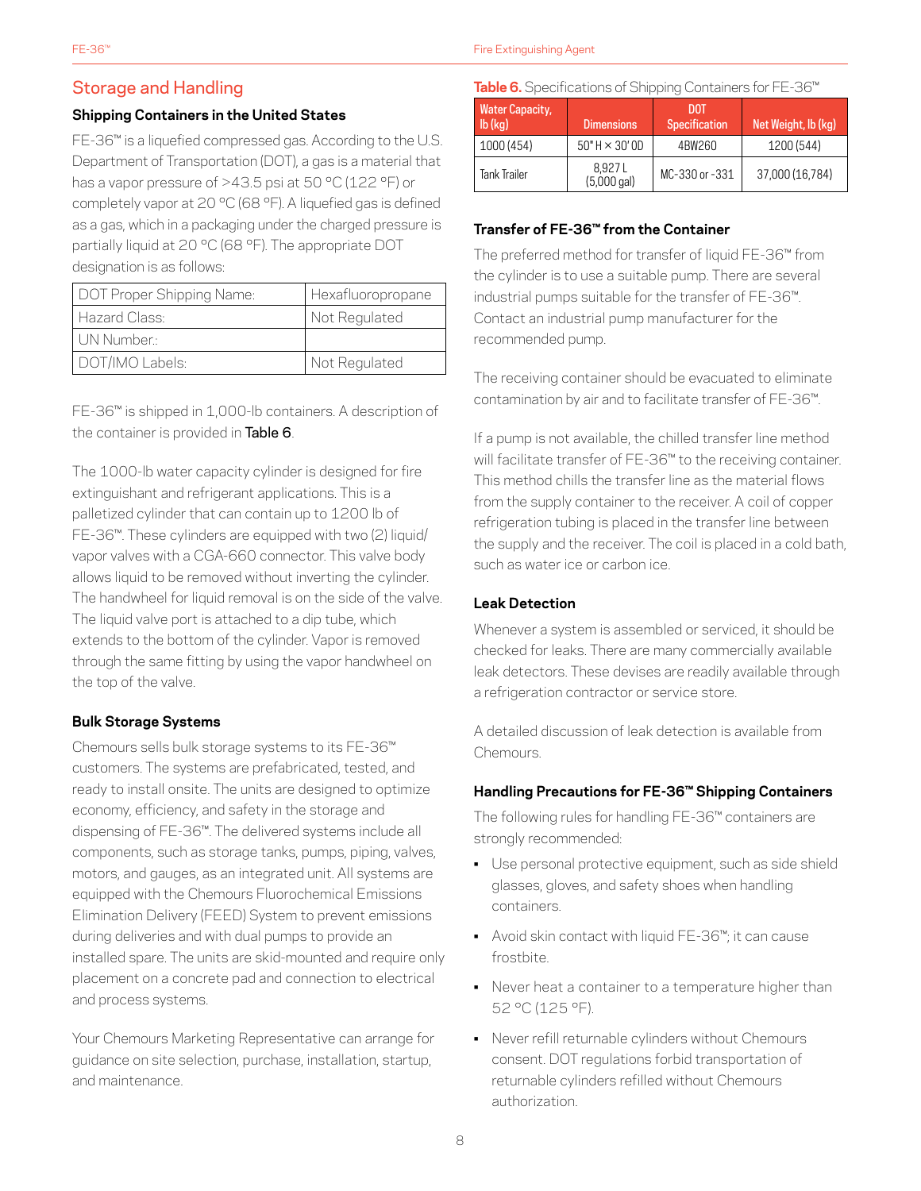## Storage and Handling

### Shipping Containers in the United States

FE-36™ is a liquefied compressed gas. According to the U.S. Department of Transportation (DOT), a gas is a material that has a vapor pressure of >43.5 psi at 50 °C (122 °F) or completely vapor at 20 °C (68 °F). A liquefied gas is defined as a gas, which in a packaging under the charged pressure is partially liquid at 20 °C (68 °F). The appropriate DOT designation is as follows:

| DOT Proper Shipping Name: | Hexafluoropropane |
|---|---|
| Hazard Class: | Not Regulated |
| UN Number.: | |
| DOT/IMO Labels: | Not Regulated |

FE-36™ is shipped in 1,000-lb containers. A description of the container is provided in Table 6.

The 1000-lb water capacity cylinder is designed for fire extinguishant and refrigerant applications. This is a palletized cylinder that can contain up to 1200 lb of FE-36™. These cylinders are equipped with two (2) liquid/vapor valves with a CGA-660 connector. This valve body allows liquid to be removed without inverting the cylinder. The handwheel for liquid removal is on the side of the valve. The liquid valve port is attached to a dip tube, which extends to the bottom of the cylinder. Vapor is removed through the same fitting by using the vapor handwheel on the top of the valve.

### Bulk Storage Systems

Chemours sells bulk storage systems to its FE-36™ customers. The systems are prefabricated, tested, and ready to install onsite. The units are designed to optimize economy, efficiency, and safety in the storage and dispensing of FE-36™. The delivered systems include all components, such as storage tanks, pumps, piping, valves, motors, and gauges, as an integrated unit. All systems are equipped with the Chemours Fluorochemical Emissions Elimination Delivery (FEED) System to prevent emissions during deliveries and with dual pumps to provide an installed spare. The units are skid-mounted and require only placement on a concrete pad and connection to electrical and process systems.

Your Chemours Marketing Representative can arrange for guidance on site selection, purchase, installation, startup, and maintenance.

**Table 6.** Specifications of Shipping Containers for FE-36™

| Water Capacity, lb (kg) | Dimensions | DOT Specification | Net Weight, lb (kg) |
|---|---|---|---|
| 1000 (454) | 50" H × 30' OD | 4BW260 | 1200 (544) |
| Tank Trailer | 8,927 L (5,000 gal) | MC-330 or -331 | 37,000 (16,784) |

### Transfer of FE-36™ from the Container

The preferred method for transfer of liquid FE-36™ from the cylinder is to use a suitable pump. There are several industrial pumps suitable for the transfer of FE-36™. Contact an industrial pump manufacturer for the recommended pump.

The receiving container should be evacuated to eliminate contamination by air and to facilitate transfer of FE-36™.

If a pump is not available, the chilled transfer line method will facilitate transfer of FE-36™ to the receiving container. This method chills the transfer line as the material flows from the supply container to the receiver. A coil of copper refrigeration tubing is placed in the transfer line between the supply and the receiver. The coil is placed in a cold bath, such as water ice or carbon ice.

### Leak Detection

Whenever a system is assembled or serviced, it should be checked for leaks. There are many commercially available leak detectors. These devises are readily available through a refrigeration contractor or service store.

A detailed discussion of leak detection is available from Chemours.

### Handling Precautions for FE-36™ Shipping Containers

The following rules for handling FE-36™ containers are strongly recommended:

- Use personal protective equipment, such as side shield glasses, gloves, and safety shoes when handling containers.
- Avoid skin contact with liquid FE-36™; it can cause frostbite.
- Never heat a container to a temperature higher than 52 °C (125 °F).
- Never refill returnable cylinders without Chemours consent. DOT regulations forbid transportation of returnable cylinders refilled without Chemours authorization.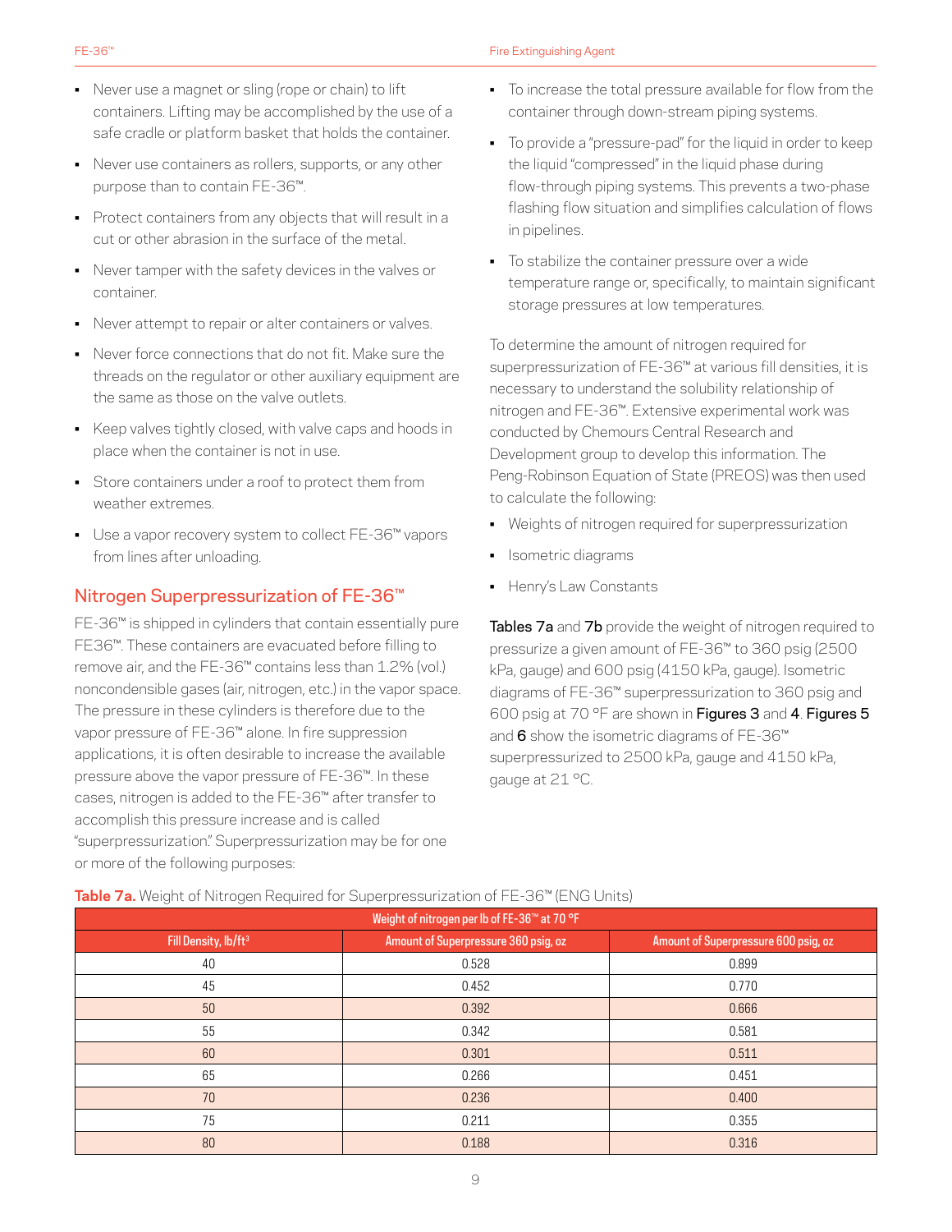- Never use a magnet or sling (rope or chain) to lift containers. Lifting may be accomplished by the use of a safe cradle or platform basket that holds the container.
- Never use containers as rollers, supports, or any other purpose than to contain FE-36™.
- Protect containers from any objects that will result in a cut or other abrasion in the surface of the metal.
- Never tamper with the safety devices in the valves or container.
- Never attempt to repair or alter containers or valves.
- Never force connections that do not fit. Make sure the threads on the regulator or other auxiliary equipment are the same as those on the valve outlets.
- Keep valves tightly closed, with valve caps and hoods in place when the container is not in use.
- Store containers under a roof to protect them from weather extremes.
- Use a vapor recovery system to collect FE-36™ vapors from lines after unloading.

## Nitrogen Superpressurization of FE-36™

FE-36™ is shipped in cylinders that contain essentially pure FE36™. These containers are evacuated before filling to remove air, and the FE-36™ contains less than 1.2% (vol.) noncondensible gases (air, nitrogen, etc.) in the vapor space. The pressure in these cylinders is therefore due to the vapor pressure of FE-36™ alone. In fire suppression applications, it is often desirable to increase the available pressure above the vapor pressure of FE-36™. In these cases, nitrogen is added to the FE-36™ after transfer to accomplish this pressure increase and is called "superpressurization." Superpressurization may be for one or more of the following purposes:

- To increase the total pressure available for flow from the container through down-stream piping systems.
- To provide a "pressure-pad" for the liquid in order to keep the liquid "compressed" in the liquid phase during flow-through piping systems. This prevents a two-phase flashing flow situation and simplifies calculation of flows in pipelines.
- To stabilize the container pressure over a wide temperature range or, specifically, to maintain significant storage pressures at low temperatures.

To determine the amount of nitrogen required for superpressurization of FE-36™ at various fill densities, it is necessary to understand the solubility relationship of nitrogen and FE-36™. Extensive experimental work was conducted by Chemours Central Research and Development group to develop this information. The Peng-Robinson Equation of State (PREOS) was then used to calculate the following:

- Weights of nitrogen required for superpressurization
- Isometric diagrams
- Henry's Law Constants

**Tables 7a** and **7b** provide the weight of nitrogen required to pressurize a given amount of FE-36™ to 360 psig (2500 kPa, gauge) and 600 psig (4150 kPa, gauge). Isometric diagrams of FE-36™ superpressurization to 360 psig and 600 psig at 70 °F are shown in **Figures 3** and **4**. **Figures 5** and **6** show the isometric diagrams of FE-36™ superpressurized to 2500 kPa, gauge and 4150 kPa, gauge at 21 °C.

**Table 7a.** Weight of Nitrogen Required for Superpressurization of FE-36™ (ENG Units)

| Weight of nitrogen per lb of FE-36™ at 70 °F | | |
|---|---|---|
| Fill Density, lb/ft³ | Amount of Superpressure 360 psig, oz | Amount of Superpressure 600 psig, oz |
| 40 | 0.528 | 0.899 |
| 45 | 0.452 | 0.770 |
| 50 | 0.392 | 0.666 |
| 55 | 0.342 | 0.581 |
| 60 | 0.301 | 0.511 |
| 65 | 0.266 | 0.451 |
| 70 | 0.236 | 0.400 |
| 75 | 0.211 | 0.355 |
| 80 | 0.188 | 0.316 |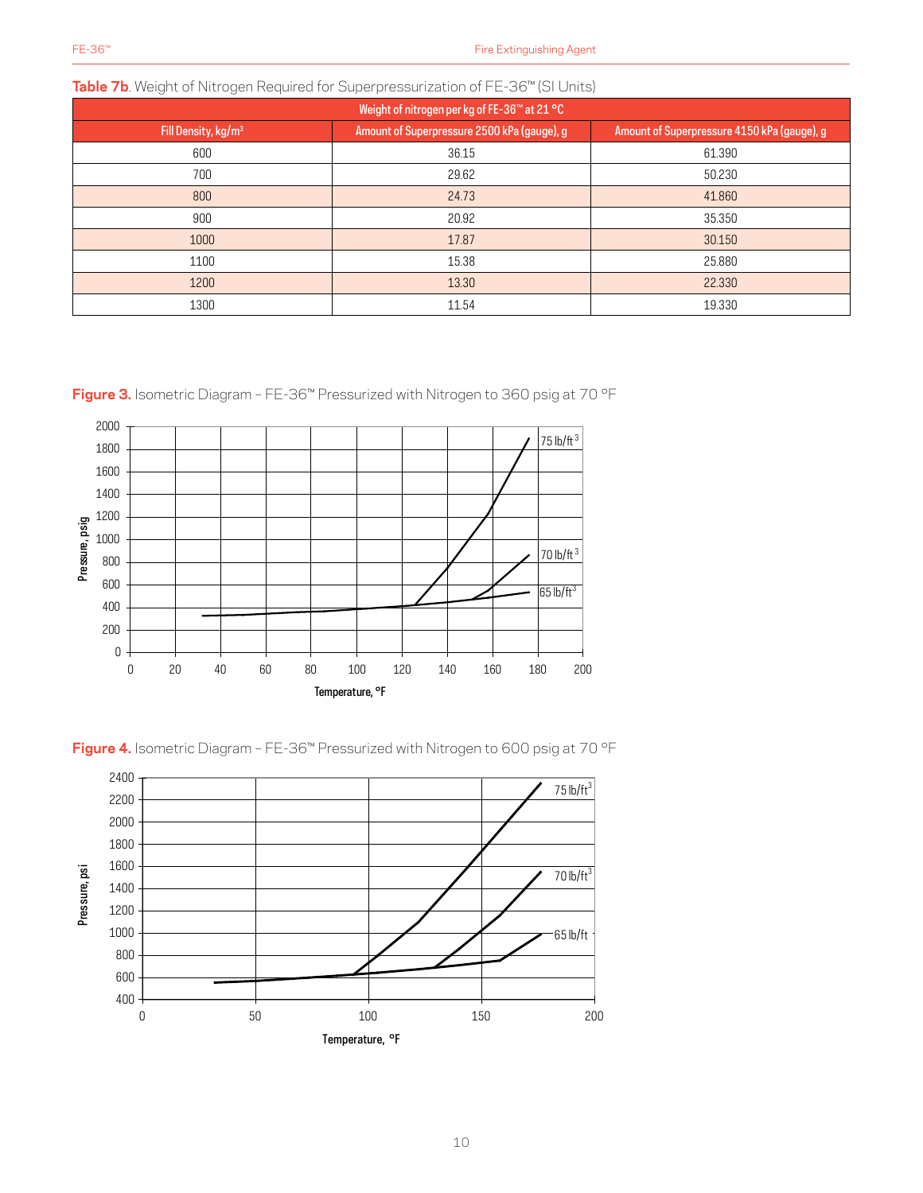**Table 7b**. Weight of Nitrogen Required for Superpressurization of FE-36™ (SI Units)

| Weight of nitrogen per kg of FE-36™ at 21 °C | | |
|---|---|---|
| Fill Density, kg/m³ | Amount of Superpressure 2500 kPa (gauge), g | Amount of Superpressure 4150 kPa (gauge), g |
| 600 | 36.15 | 61.390 |
| 700 | 29.62 | 50.230 |
| 800 | 24.73 | 41.860 |
| 900 | 20.92 | 35.350 |
| 1000 | 17.87 | 30.150 |
| 1100 | 15.38 | 25.880 |
| 1200 | 13.30 | 22.330 |
| 1300 | 11.54 | 19.330 |

**Figure 3.** Isometric Diagram – FE-36™ Pressurized with Nitrogen to 360 psig at 70 °F

**Figure 4.** Isometric Diagram – FE-36™ Pressurized with Nitrogen to 600 psig at 70 °F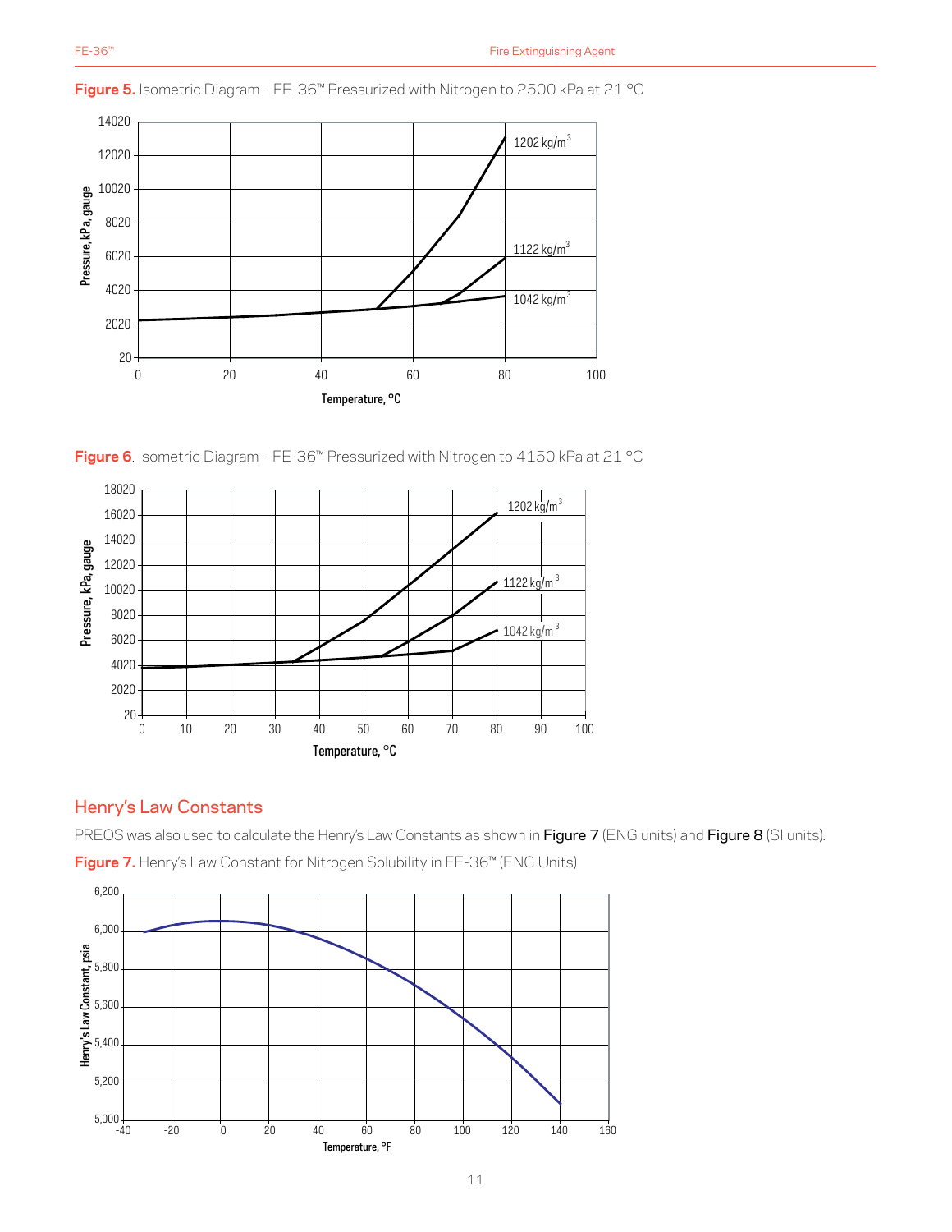**Figure 5.** Isometric Diagram – FE-36™ Pressurized with Nitrogen to 2500 kPa at 21 °C

**Figure 6**. Isometric Diagram – FE-36™ Pressurized with Nitrogen to 4150 kPa at 21 °C

## Henry's Law Constants

PREOS was also used to calculate the Henry's Law Constants as shown in **Figure 7** (ENG units) and **Figure 8** (SI units).

**Figure 7.** Henry's Law Constant for Nitrogen Solubility in FE-36™ (ENG Units)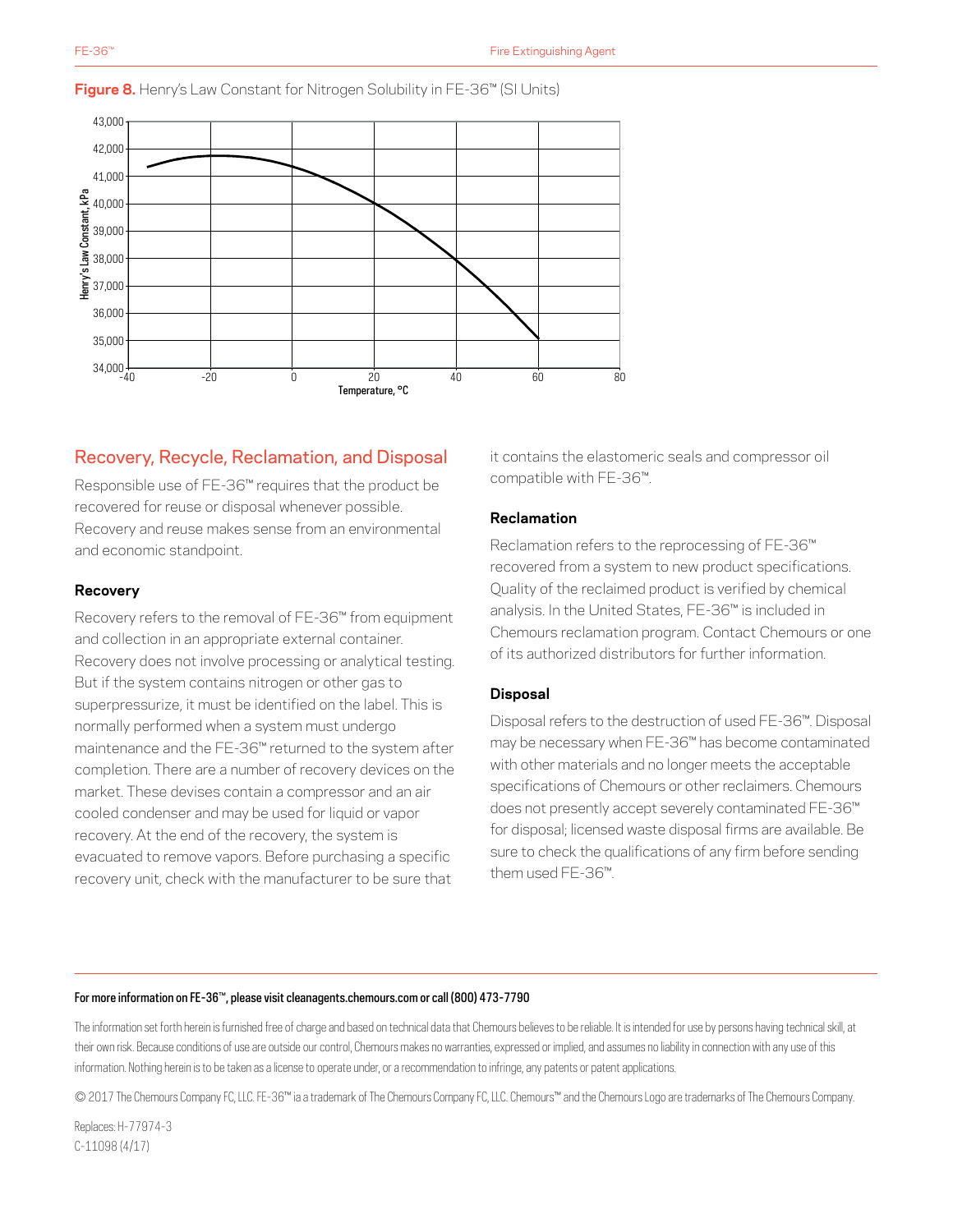**Figure 8.** Henry's Law Constant for Nitrogen Solubility in FE-36™ (SI Units)

Henry's Law Constant, kPa

43,000
42,000
41,000
40,000
39,000
38,000
37,000
36,000
35,000
34,000

-40
-20
0
20
40
60
80

Temperature, °C

## Recovery, Recycle, Reclamation, and Disposal

Responsible use of FE-36™ requires that the product be recovered for reuse or disposal whenever possible. Recovery and reuse makes sense from an environmental and economic standpoint.

### Recovery

Recovery refers to the removal of FE-36™ from equipment and collection in an appropriate external container. Recovery does not involve processing or analytical testing. But if the system contains nitrogen or other gas to superpressurize, it must be identified on the label. This is normally performed when a system must undergo maintenance and the FE-36™ returned to the system after completion. There are a number of recovery devices on the market. These devises contain a compressor and an air cooled condenser and may be used for liquid or vapor recovery. At the end of the recovery, the system is evacuated to remove vapors. Before purchasing a specific recovery unit, check with the manufacturer to be sure that it contains the elastomeric seals and compressor oil compatible with FE-36™.

### Reclamation

Reclamation refers to the reprocessing of FE-36™ recovered from a system to new product specifications. Quality of the reclaimed product is verified by chemical analysis. In the United States, FE-36™ is included in Chemours reclamation program. Contact Chemours or one of its authorized distributors for further information.

### Disposal

Disposal refers to the destruction of used FE-36™. Disposal may be necessary when FE-36™ has become contaminated with other materials and no longer meets the acceptable specifications of Chemours or other reclaimers. Chemours does not presently accept severely contaminated FE-36™ for disposal; licensed waste disposal firms are available. Be sure to check the qualifications of any firm before sending them used FE-36™.

**For more information on FE-36™, please visit cleanagents.chemours.com or call (800) 473-7790**

The information set forth herein is furnished free of charge and based on technical data that Chemours believes to be reliable. It is intended for use by persons having technical skill, at their own risk. Because conditions of use are outside our control, Chemours makes no warranties, expressed or implied, and assumes no liability in connection with any use of this information. Nothing herein is to be taken as a license to operate under, or a recommendation to infringe, any patents or patent applications.

© 2017 The Chemours Company FC, LLC. FE-36™ ia a trademark of The Chemours Company FC, LLC. Chemours™ and the Chemours Logo are trademarks of The Chemours Company.

Replaces: H-77974-3
C-11098 (4/17)